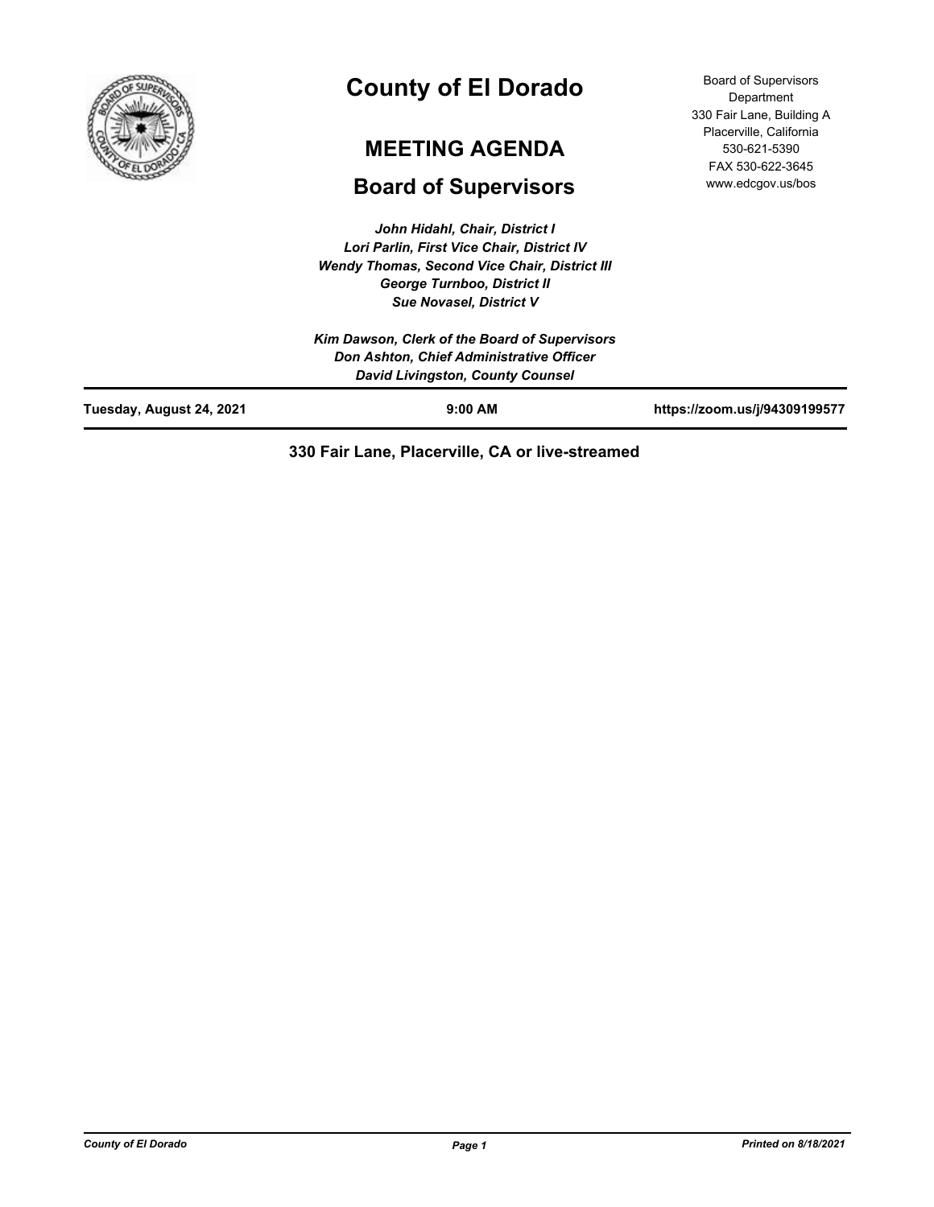# County of El Dorado

## MEETING AGENDA

## Board of Supervisors

Board of Supervisors Department
330 Fair Lane, Building A
Placerville, California
530-621-5390
FAX 530-622-3645
www.edcgov.us/bos

*John Hidahl, Chair, District I*
*Lori Parlin, First Vice Chair, District IV*
*Wendy Thomas, Second Vice Chair, District III*
*George Turnboo, District II*
*Sue Novasel, District V*

*Kim Dawson, Clerk of the Board of Supervisors*
*Don Ashton, Chief Administrative Officer*
*David Livingston, County Counsel*

**Tuesday, August 24, 2021** | **9:00 AM** | **https://zoom.us/j/94309199577**

**330 Fair Lane, Placerville, CA or live-streamed**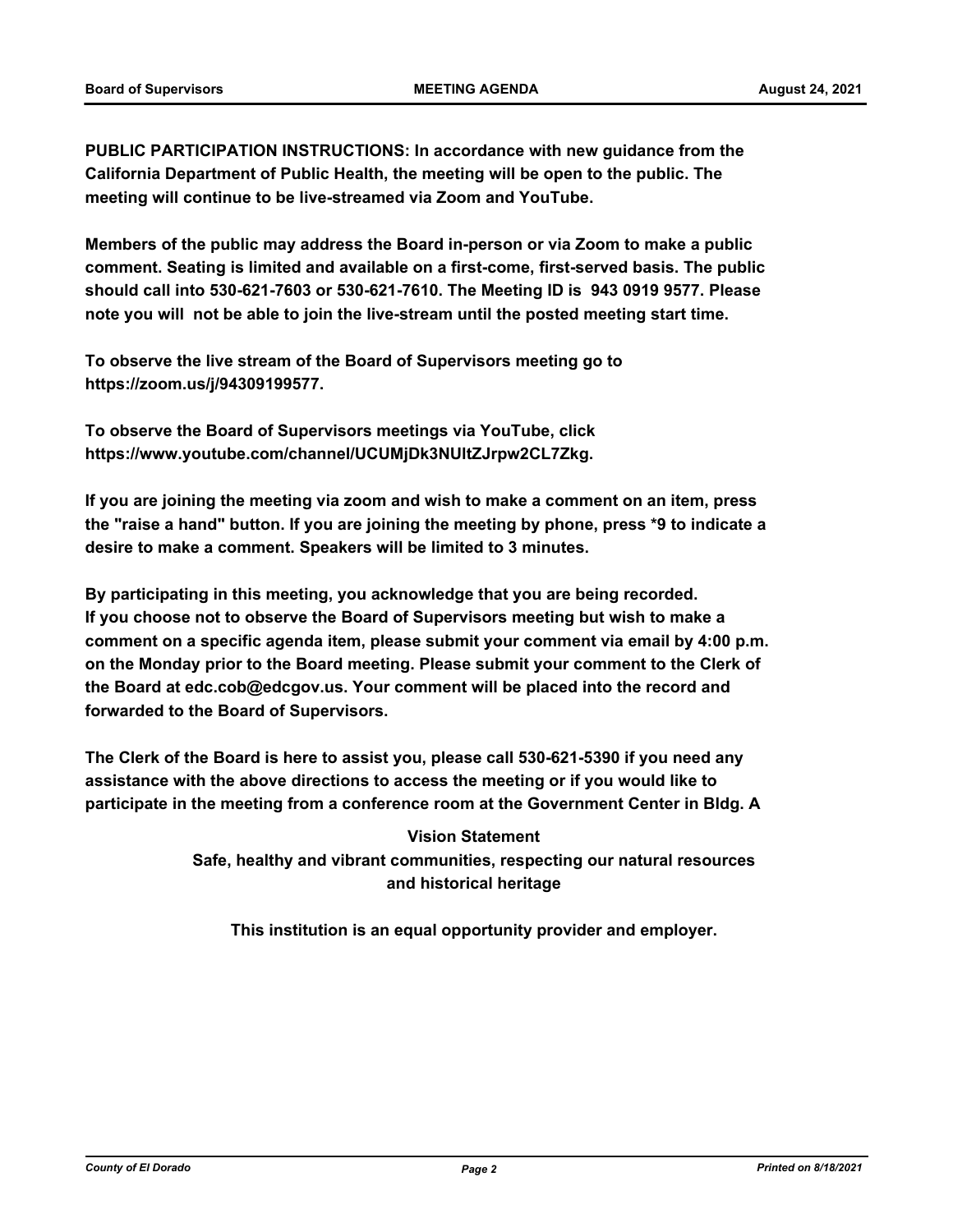**PUBLIC PARTICIPATION INSTRUCTIONS: In accordance with new guidance from the California Department of Public Health, the meeting will be open to the public. The meeting will continue to be live-streamed via Zoom and YouTube.**

**Members of the public may address the Board in-person or via Zoom to make a public comment. Seating is limited and available on a first-come, first-served basis. The public should call into 530-621-7603 or 530-621-7610. The Meeting ID is 943 0919 9577. Please note you will not be able to join the live-stream until the posted meeting start time.**

**To observe the live stream of the Board of Supervisors meeting go to https://zoom.us/j/94309199577.**

**To observe the Board of Supervisors meetings via YouTube, click https://www.youtube.com/channel/UCUMjDk3NUltZJrpw2CL7Zkg.**

**If you are joining the meeting via zoom and wish to make a comment on an item, press the "raise a hand" button. If you are joining the meeting by phone, press *9 to indicate a desire to make a comment. Speakers will be limited to 3 minutes.**

**By participating in this meeting, you acknowledge that you are being recorded. If you choose not to observe the Board of Supervisors meeting but wish to make a comment on a specific agenda item, please submit your comment via email by 4:00 p.m. on the Monday prior to the Board meeting. Please submit your comment to the Clerk of the Board at edc.cob@edcgov.us. Your comment will be placed into the record and forwarded to the Board of Supervisors.**

**The Clerk of the Board is here to assist you, please call 530-621-5390 if you need any assistance with the above directions to access the meeting or if you would like to participate in the meeting from a conference room at the Government Center in Bldg. A**

**Vision Statement**
**Safe, healthy and vibrant communities, respecting our natural resources and historical heritage**

**This institution is an equal opportunity provider and employer.**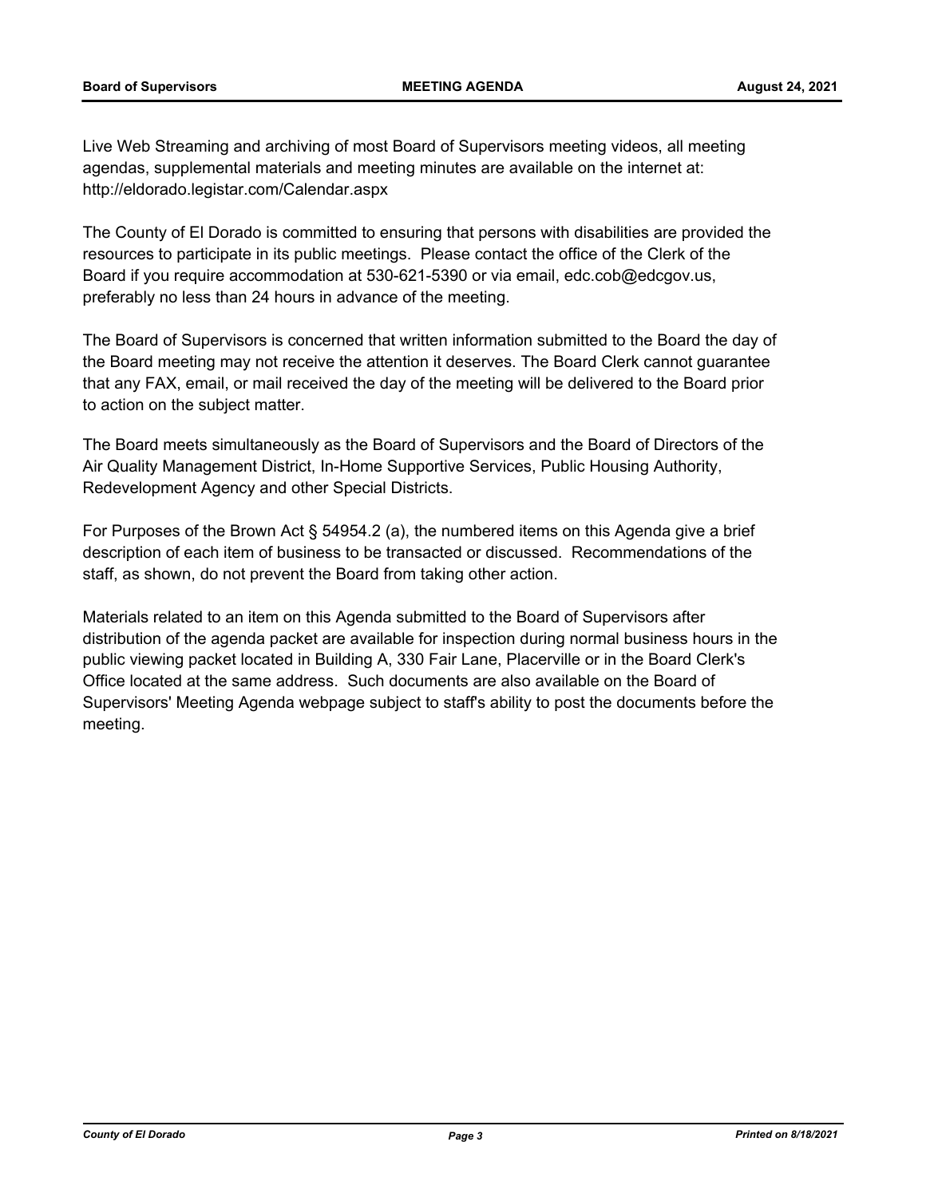Live Web Streaming and archiving of most Board of Supervisors meeting videos, all meeting agendas, supplemental materials and meeting minutes are available on the internet at: http://eldorado.legistar.com/Calendar.aspx

The County of El Dorado is committed to ensuring that persons with disabilities are provided the resources to participate in its public meetings. Please contact the office of the Clerk of the Board if you require accommodation at 530-621-5390 or via email, edc.cob@edcgov.us, preferably no less than 24 hours in advance of the meeting.

The Board of Supervisors is concerned that written information submitted to the Board the day of the Board meeting may not receive the attention it deserves. The Board Clerk cannot guarantee that any FAX, email, or mail received the day of the meeting will be delivered to the Board prior to action on the subject matter.

The Board meets simultaneously as the Board of Supervisors and the Board of Directors of the Air Quality Management District, In-Home Supportive Services, Public Housing Authority, Redevelopment Agency and other Special Districts.

For Purposes of the Brown Act § 54954.2 (a), the numbered items on this Agenda give a brief description of each item of business to be transacted or discussed. Recommendations of the staff, as shown, do not prevent the Board from taking other action.

Materials related to an item on this Agenda submitted to the Board of Supervisors after distribution of the agenda packet are available for inspection during normal business hours in the public viewing packet located in Building A, 330 Fair Lane, Placerville or in the Board Clerk's Office located at the same address. Such documents are also available on the Board of Supervisors' Meeting Agenda webpage subject to staff's ability to post the documents before the meeting.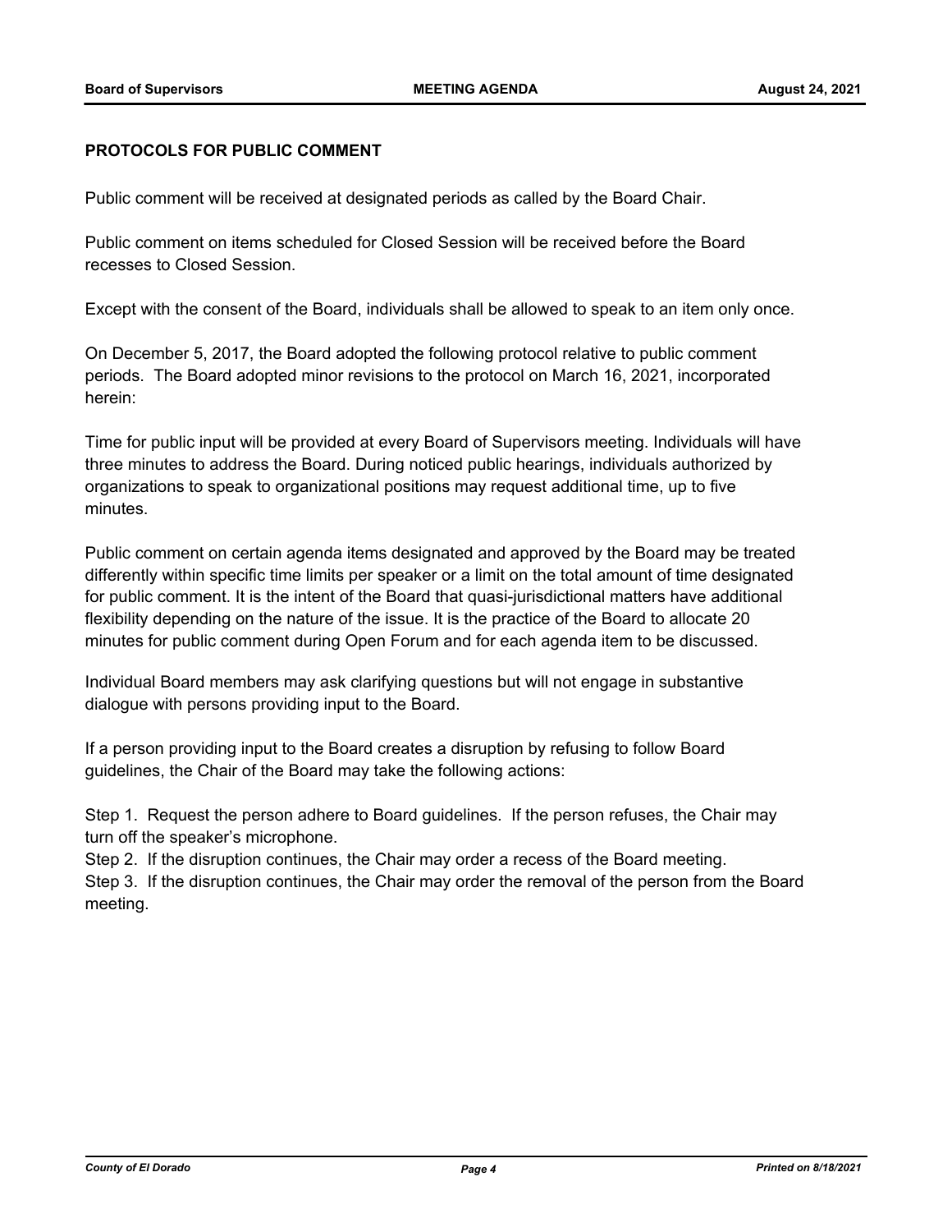## PROTOCOLS FOR PUBLIC COMMENT

Public comment will be received at designated periods as called by the Board Chair.

Public comment on items scheduled for Closed Session will be received before the Board recesses to Closed Session.

Except with the consent of the Board, individuals shall be allowed to speak to an item only once.

On December 5, 2017, the Board adopted the following protocol relative to public comment periods. The Board adopted minor revisions to the protocol on March 16, 2021, incorporated herein:

Time for public input will be provided at every Board of Supervisors meeting. Individuals will have three minutes to address the Board. During noticed public hearings, individuals authorized by organizations to speak to organizational positions may request additional time, up to five minutes.

Public comment on certain agenda items designated and approved by the Board may be treated differently within specific time limits per speaker or a limit on the total amount of time designated for public comment. It is the intent of the Board that quasi-jurisdictional matters have additional flexibility depending on the nature of the issue. It is the practice of the Board to allocate 20 minutes for public comment during Open Forum and for each agenda item to be discussed.

Individual Board members may ask clarifying questions but will not engage in substantive dialogue with persons providing input to the Board.

If a person providing input to the Board creates a disruption by refusing to follow Board guidelines, the Chair of the Board may take the following actions:

Step 1. Request the person adhere to Board guidelines. If the person refuses, the Chair may turn off the speaker's microphone.

Step 2. If the disruption continues, the Chair may order a recess of the Board meeting.

Step 3. If the disruption continues, the Chair may order the removal of the person from the Board meeting.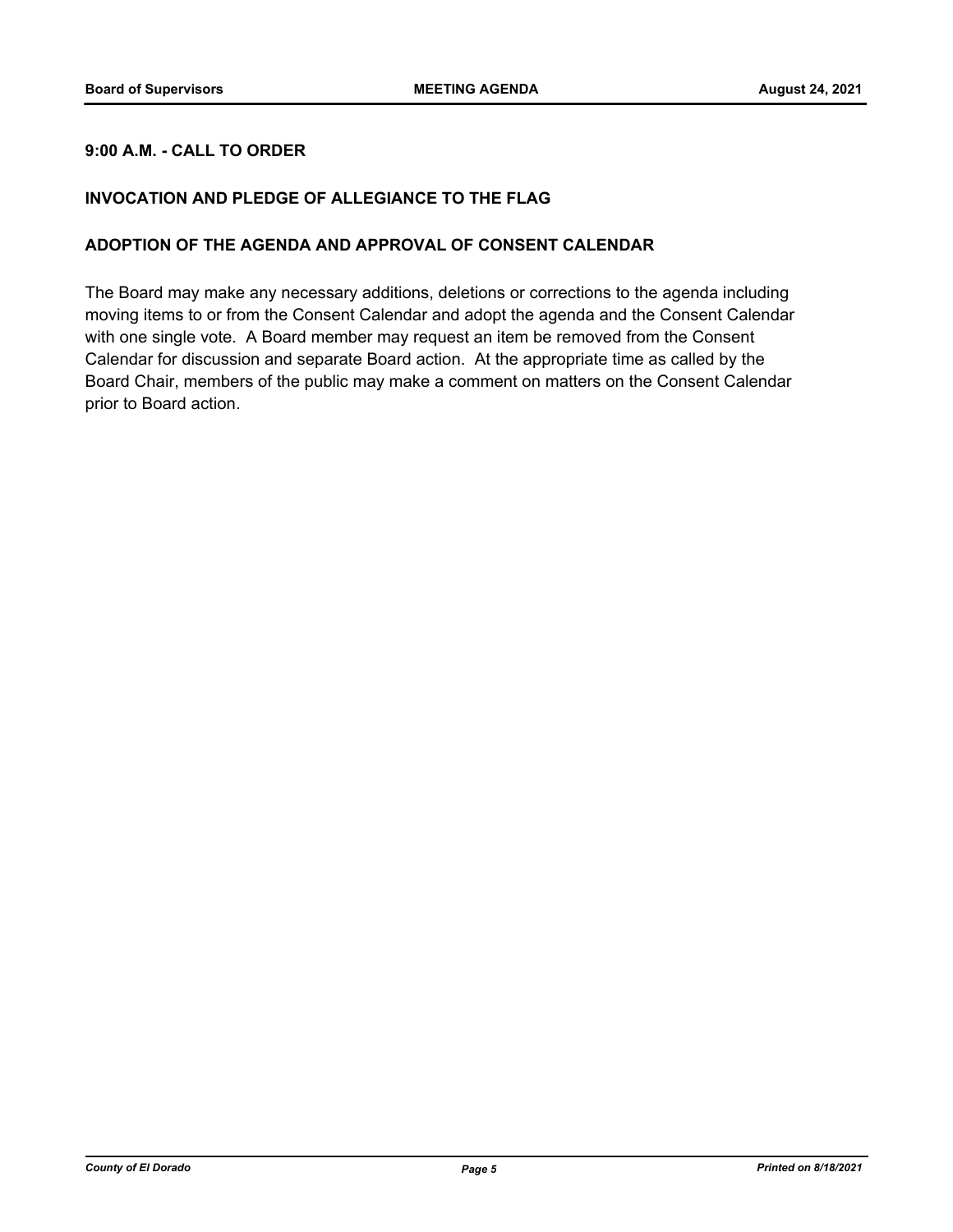## 9:00 A.M. - CALL TO ORDER

## INVOCATION AND PLEDGE OF ALLEGIANCE TO THE FLAG

## ADOPTION OF THE AGENDA AND APPROVAL OF CONSENT CALENDAR

The Board may make any necessary additions, deletions or corrections to the agenda including moving items to or from the Consent Calendar and adopt the agenda and the Consent Calendar with one single vote. A Board member may request an item be removed from the Consent Calendar for discussion and separate Board action. At the appropriate time as called by the Board Chair, members of the public may make a comment on matters on the Consent Calendar prior to Board action.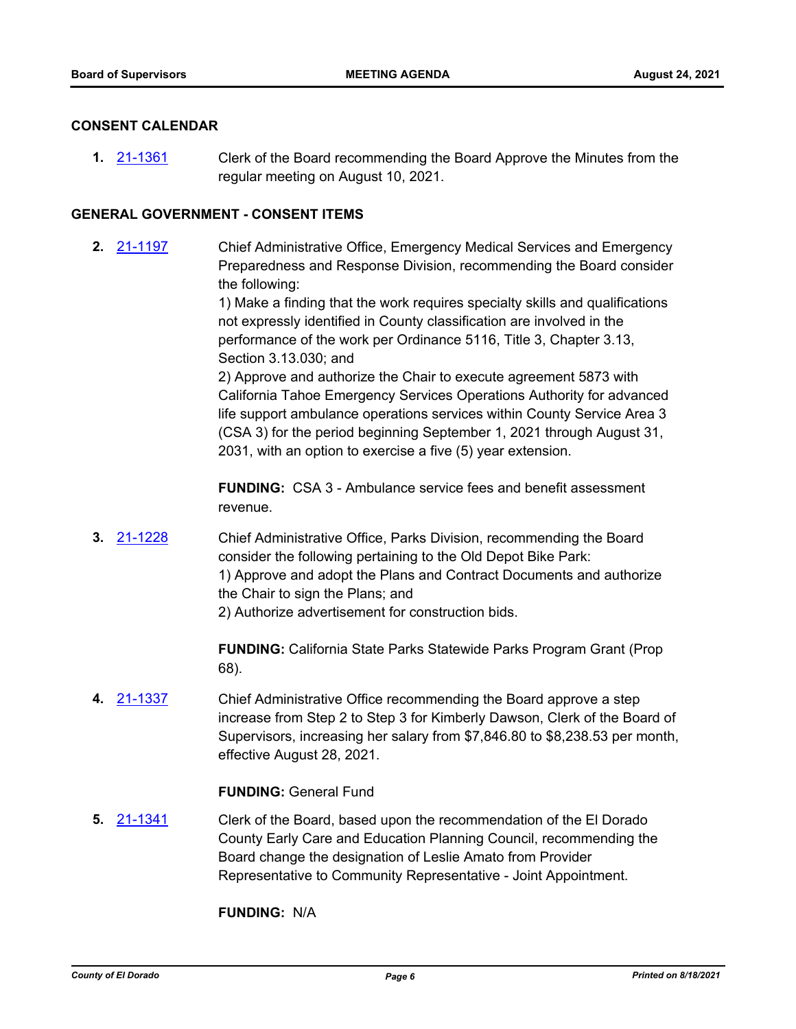## CONSENT CALENDAR

**1.** 21-1361 Clerk of the Board recommending the Board Approve the Minutes from the regular meeting on August 10, 2021.

## GENERAL GOVERNMENT - CONSENT ITEMS

**2.** 21-1197 Chief Administrative Office, Emergency Medical Services and Emergency Preparedness and Response Division, recommending the Board consider the following:
1) Make a finding that the work requires specialty skills and qualifications not expressly identified in County classification are involved in the performance of the work per Ordinance 5116, Title 3, Chapter 3.13, Section 3.13.030; and
2) Approve and authorize the Chair to execute agreement 5873 with California Tahoe Emergency Services Operations Authority for advanced life support ambulance operations services within County Service Area 3 (CSA 3) for the period beginning September 1, 2021 through August 31, 2031, with an option to exercise a five (5) year extension.

**FUNDING:** CSA 3 - Ambulance service fees and benefit assessment revenue.

**3.** 21-1228 Chief Administrative Office, Parks Division, recommending the Board consider the following pertaining to the Old Depot Bike Park:
1) Approve and adopt the Plans and Contract Documents and authorize the Chair to sign the Plans; and
2) Authorize advertisement for construction bids.

**FUNDING:** California State Parks Statewide Parks Program Grant (Prop 68).

**4.** 21-1337 Chief Administrative Office recommending the Board approve a step increase from Step 2 to Step 3 for Kimberly Dawson, Clerk of the Board of Supervisors, increasing her salary from $7,846.80 to $8,238.53 per month, effective August 28, 2021.

**FUNDING:** General Fund

**5.** 21-1341 Clerk of the Board, based upon the recommendation of the El Dorado County Early Care and Education Planning Council, recommending the Board change the designation of Leslie Amato from Provider Representative to Community Representative - Joint Appointment.

**FUNDING:** N/A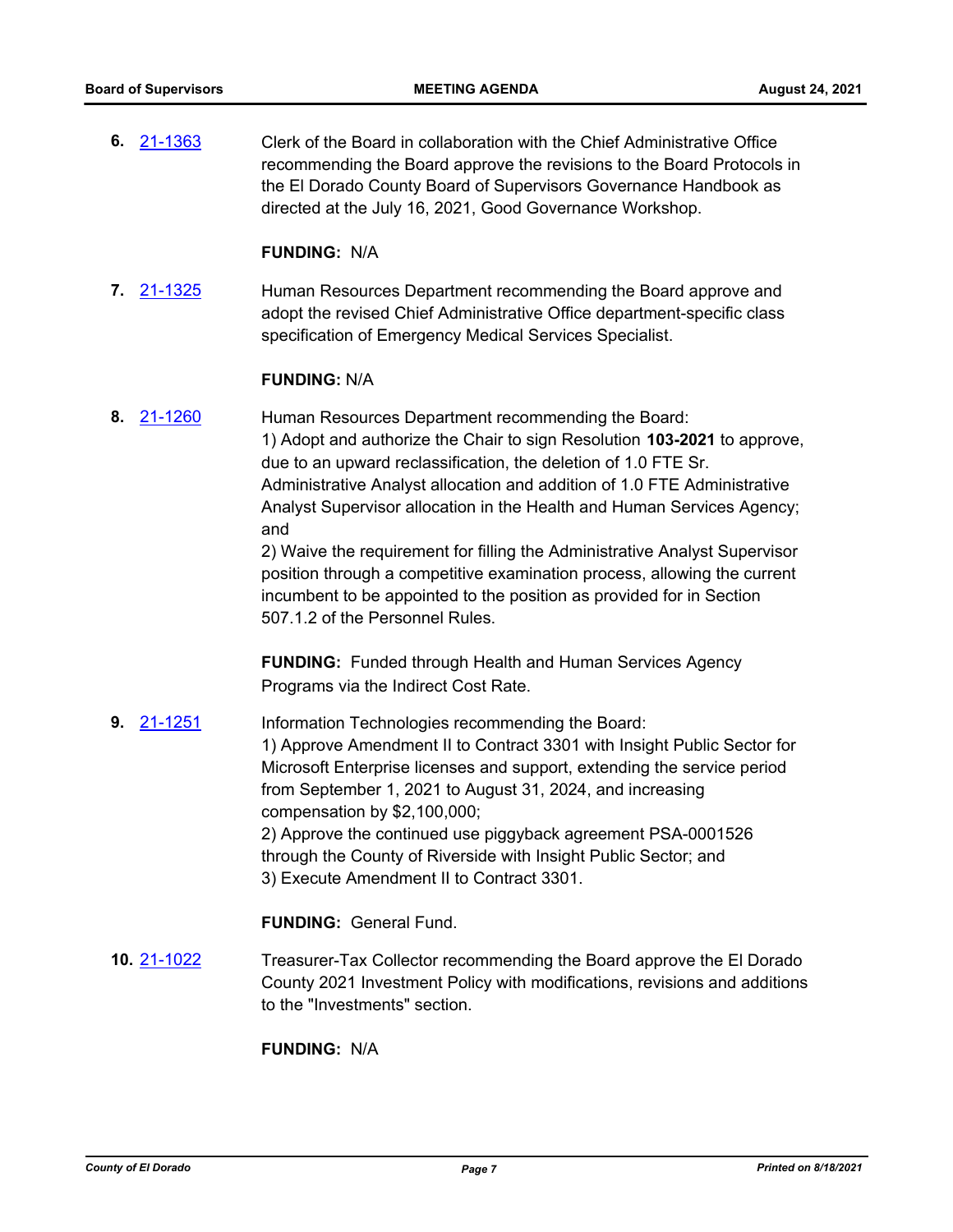**6.** 21-1363 Clerk of the Board in collaboration with the Chief Administrative Office recommending the Board approve the revisions to the Board Protocols in the El Dorado County Board of Supervisors Governance Handbook as directed at the July 16, 2021, Good Governance Workshop.

**FUNDING:** N/A

**7.** 21-1325 Human Resources Department recommending the Board approve and adopt the revised Chief Administrative Office department-specific class specification of Emergency Medical Services Specialist.

**FUNDING:** N/A

**8.** 21-1260 Human Resources Department recommending the Board:
1) Adopt and authorize the Chair to sign Resolution **103-2021** to approve, due to an upward reclassification, the deletion of 1.0 FTE Sr. Administrative Analyst allocation and addition of 1.0 FTE Administrative Analyst Supervisor allocation in the Health and Human Services Agency; and
2) Waive the requirement for filling the Administrative Analyst Supervisor position through a competitive examination process, allowing the current incumbent to be appointed to the position as provided for in Section 507.1.2 of the Personnel Rules.

**FUNDING:** Funded through Health and Human Services Agency Programs via the Indirect Cost Rate.

**9.** 21-1251 Information Technologies recommending the Board:
1) Approve Amendment II to Contract 3301 with Insight Public Sector for Microsoft Enterprise licenses and support, extending the service period from September 1, 2021 to August 31, 2024, and increasing compensation by $2,100,000;
2) Approve the continued use piggyback agreement PSA-0001526 through the County of Riverside with Insight Public Sector; and
3) Execute Amendment II to Contract 3301.

**FUNDING:** General Fund.

**10.** 21-1022 Treasurer-Tax Collector recommending the Board approve the El Dorado County 2021 Investment Policy with modifications, revisions and additions to the "Investments" section.

**FUNDING:** N/A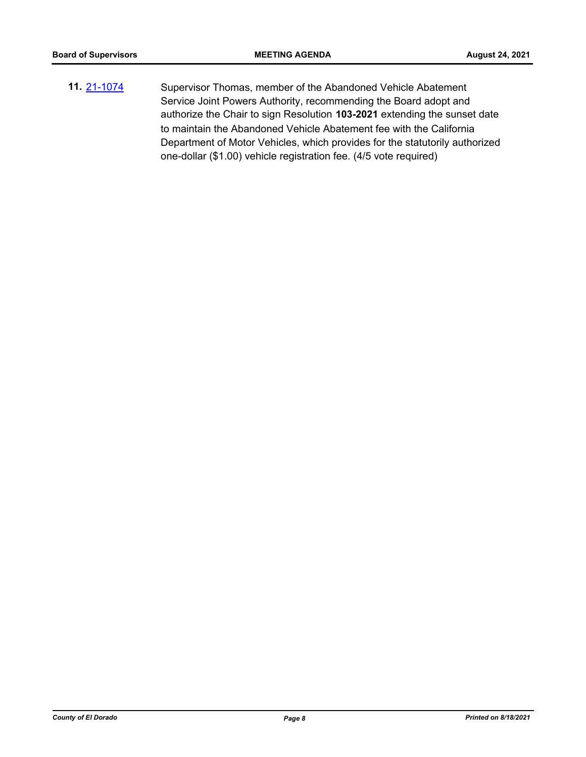**11.** [21-1074](21-1074) Supervisor Thomas, member of the Abandoned Vehicle Abatement Service Joint Powers Authority, recommending the Board adopt and authorize the Chair to sign Resolution **103-2021** extending the sunset date to maintain the Abandoned Vehicle Abatement fee with the California Department of Motor Vehicles, which provides for the statutorily authorized one-dollar ($1.00) vehicle registration fee. (4/5 vote required)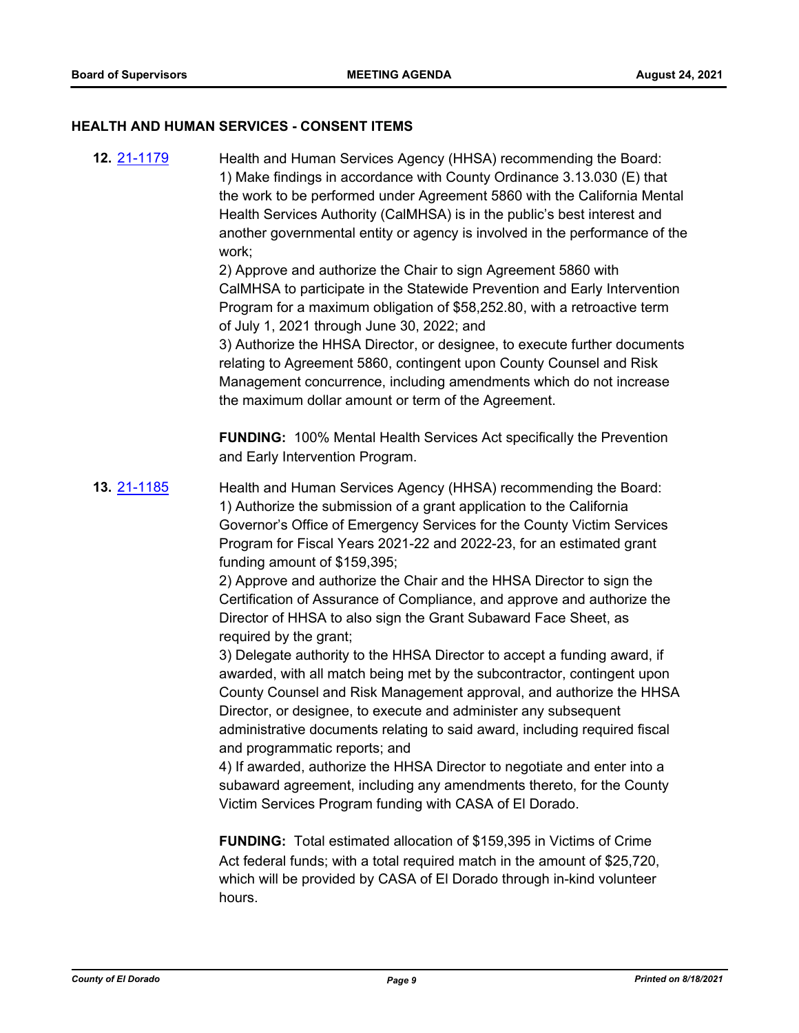## HEALTH AND HUMAN SERVICES - CONSENT ITEMS

**12.** [21-1179](21-1179) Health and Human Services Agency (HHSA) recommending the Board:
1) Make findings in accordance with County Ordinance 3.13.030 (E) that the work to be performed under Agreement 5860 with the California Mental Health Services Authority (CalMHSA) is in the public's best interest and another governmental entity or agency is involved in the performance of the work;
2) Approve and authorize the Chair to sign Agreement 5860 with CalMHSA to participate in the Statewide Prevention and Early Intervention Program for a maximum obligation of $58,252.80, with a retroactive term of July 1, 2021 through June 30, 2022; and
3) Authorize the HHSA Director, or designee, to execute further documents relating to Agreement 5860, contingent upon County Counsel and Risk Management concurrence, including amendments which do not increase the maximum dollar amount or term of the Agreement.

**FUNDING:** 100% Mental Health Services Act specifically the Prevention and Early Intervention Program.

**13.** [21-1185](21-1185) Health and Human Services Agency (HHSA) recommending the Board:
1) Authorize the submission of a grant application to the California Governor's Office of Emergency Services for the County Victim Services Program for Fiscal Years 2021-22 and 2022-23, for an estimated grant funding amount of $159,395;
2) Approve and authorize the Chair and the HHSA Director to sign the Certification of Assurance of Compliance, and approve and authorize the Director of HHSA to also sign the Grant Subaward Face Sheet, as required by the grant;
3) Delegate authority to the HHSA Director to accept a funding award, if awarded, with all match being met by the subcontractor, contingent upon County Counsel and Risk Management approval, and authorize the HHSA Director, or designee, to execute and administer any subsequent administrative documents relating to said award, including required fiscal and programmatic reports; and
4) If awarded, authorize the HHSA Director to negotiate and enter into a subaward agreement, including any amendments thereto, for the County Victim Services Program funding with CASA of El Dorado.

**FUNDING:** Total estimated allocation of $159,395 in Victims of Crime Act federal funds; with a total required match in the amount of $25,720, which will be provided by CASA of El Dorado through in-kind volunteer hours.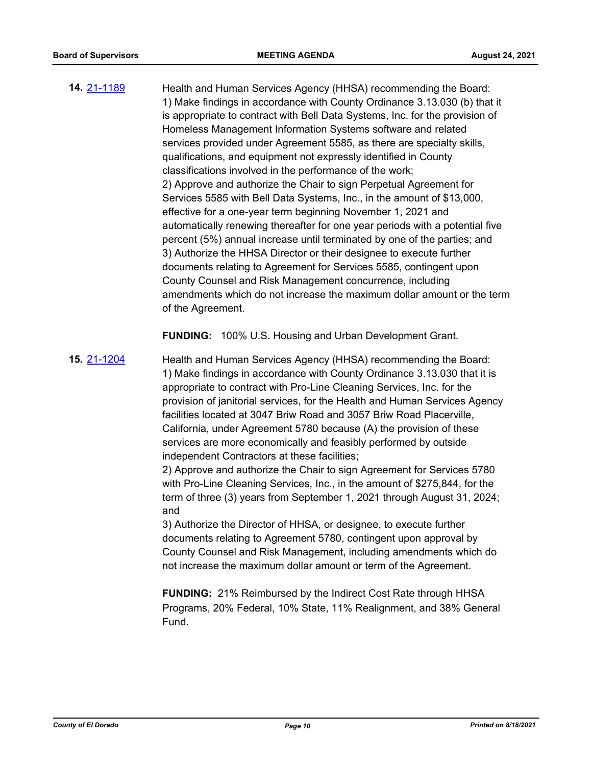**14.** [21-1189](21-1189)

Health and Human Services Agency (HHSA) recommending the Board:
1) Make findings in accordance with County Ordinance 3.13.030 (b) that it is appropriate to contract with Bell Data Systems, Inc. for the provision of Homeless Management Information Systems software and related services provided under Agreement 5585, as there are specialty skills, qualifications, and equipment not expressly identified in County classifications involved in the performance of the work;
2) Approve and authorize the Chair to sign Perpetual Agreement for Services 5585 with Bell Data Systems, Inc., in the amount of $13,000, effective for a one-year term beginning November 1, 2021 and automatically renewing thereafter for one year periods with a potential five percent (5%) annual increase until terminated by one of the parties; and
3) Authorize the HHSA Director or their designee to execute further documents relating to Agreement for Services 5585, contingent upon County Counsel and Risk Management concurrence, including amendments which do not increase the maximum dollar amount or the term of the Agreement.

**FUNDING:** 100% U.S. Housing and Urban Development Grant.

**15.** [21-1204](21-1204)

Health and Human Services Agency (HHSA) recommending the Board:
1) Make findings in accordance with County Ordinance 3.13.030 that it is appropriate to contract with Pro-Line Cleaning Services, Inc. for the provision of janitorial services, for the Health and Human Services Agency facilities located at 3047 Briw Road and 3057 Briw Road Placerville, California, under Agreement 5780 because (A) the provision of these services are more economically and feasibly performed by outside independent Contractors at these facilities;
2) Approve and authorize the Chair to sign Agreement for Services 5780 with Pro-Line Cleaning Services, Inc., in the amount of $275,844, for the term of three (3) years from September 1, 2021 through August 31, 2024; and
3) Authorize the Director of HHSA, or designee, to execute further documents relating to Agreement 5780, contingent upon approval by County Counsel and Risk Management, including amendments which do not increase the maximum dollar amount or term of the Agreement.

**FUNDING:** 21% Reimbursed by the Indirect Cost Rate through HHSA Programs, 20% Federal, 10% State, 11% Realignment, and 38% General Fund.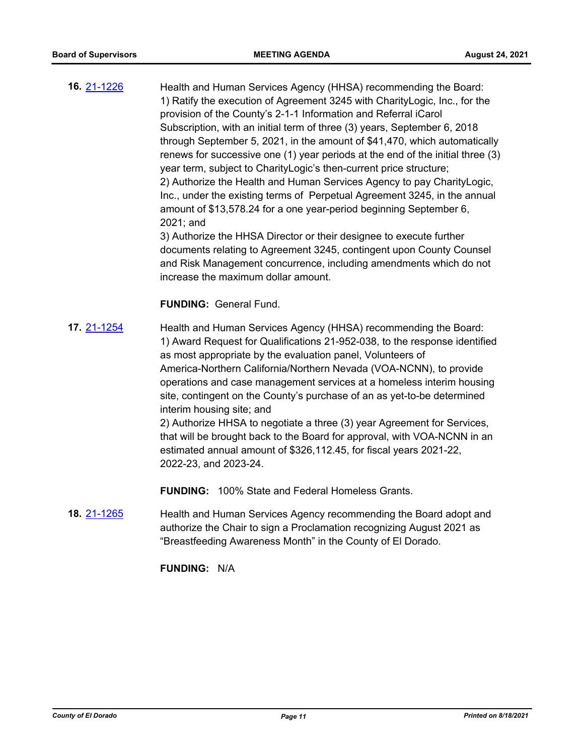**16.** 21-1226

Health and Human Services Agency (HHSA) recommending the Board:
1) Ratify the execution of Agreement 3245 with CharityLogic, Inc., for the provision of the County's 2-1-1 Information and Referral iCarol Subscription, with an initial term of three (3) years, September 6, 2018 through September 5, 2021, in the amount of $41,470, which automatically renews for successive one (1) year periods at the end of the initial three (3) year term, subject to CharityLogic's then-current price structure;
2) Authorize the Health and Human Services Agency to pay CharityLogic, Inc., under the existing terms of Perpetual Agreement 3245, in the annual amount of $13,578.24 for a one year-period beginning September 6, 2021; and
3) Authorize the HHSA Director or their designee to execute further documents relating to Agreement 3245, contingent upon County Counsel and Risk Management concurrence, including amendments which do not increase the maximum dollar amount.

**FUNDING:** General Fund.

**17.** 21-1254

Health and Human Services Agency (HHSA) recommending the Board:
1) Award Request for Qualifications 21-952-038, to the response identified as most appropriate by the evaluation panel, Volunteers of America-Northern California/Northern Nevada (VOA-NCNN), to provide operations and case management services at a homeless interim housing site, contingent on the County's purchase of an as yet-to-be determined interim housing site; and
2) Authorize HHSA to negotiate a three (3) year Agreement for Services, that will be brought back to the Board for approval, with VOA-NCNN in an estimated annual amount of $326,112.45, for fiscal years 2021-22, 2022-23, and 2023-24.

**FUNDING:** 100% State and Federal Homeless Grants.

**18.** 21-1265

Health and Human Services Agency recommending the Board adopt and authorize the Chair to sign a Proclamation recognizing August 2021 as "Breastfeeding Awareness Month" in the County of El Dorado.

**FUNDING:** N/A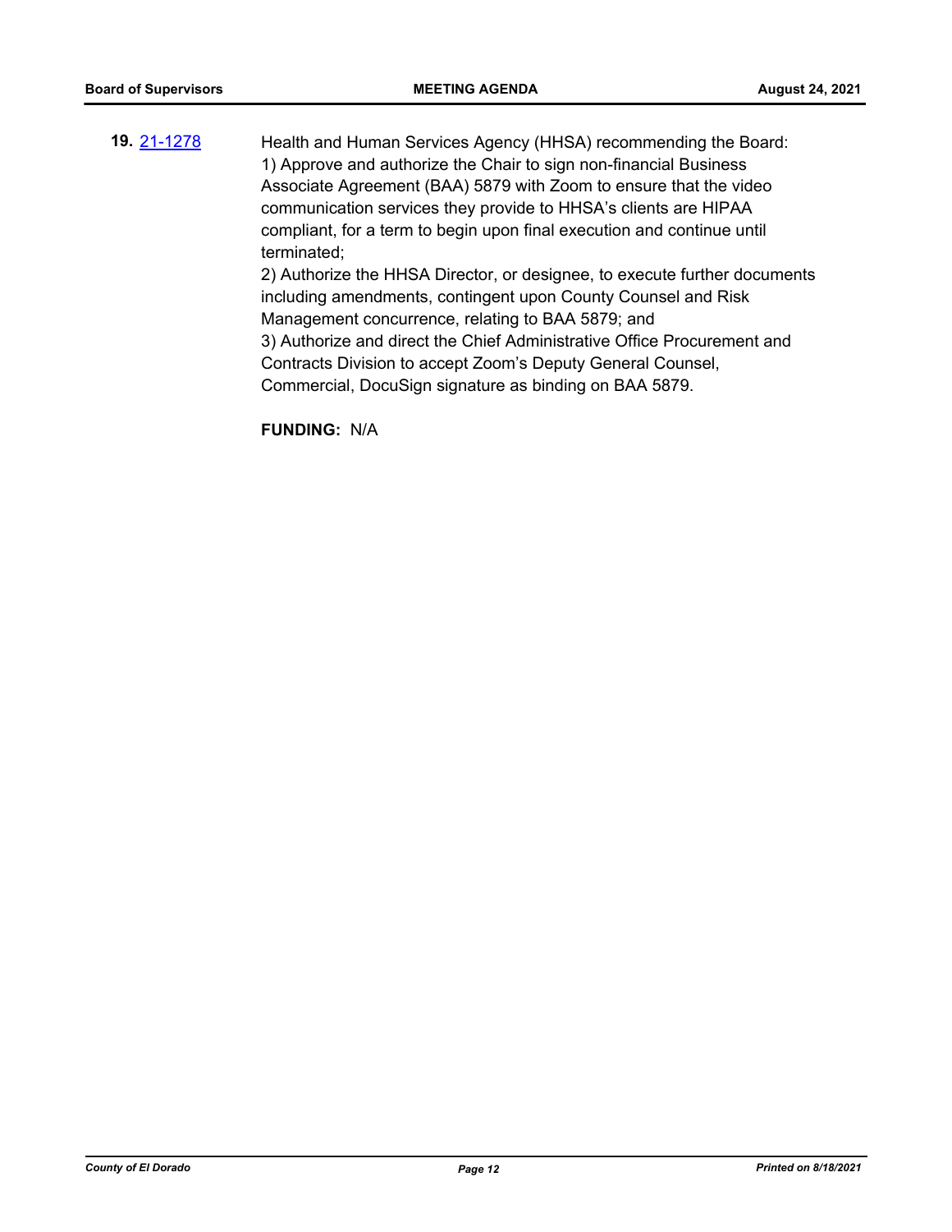**19.** 21-1278 Health and Human Services Agency (HHSA) recommending the Board:

1) Approve and authorize the Chair to sign non-financial Business Associate Agreement (BAA) 5879 with Zoom to ensure that the video communication services they provide to HHSA's clients are HIPAA compliant, for a term to begin upon final execution and continue until terminated;

2) Authorize the HHSA Director, or designee, to execute further documents including amendments, contingent upon County Counsel and Risk Management concurrence, relating to BAA 5879; and

3) Authorize and direct the Chief Administrative Office Procurement and Contracts Division to accept Zoom's Deputy General Counsel, Commercial, DocuSign signature as binding on BAA 5879.

**FUNDING:** N/A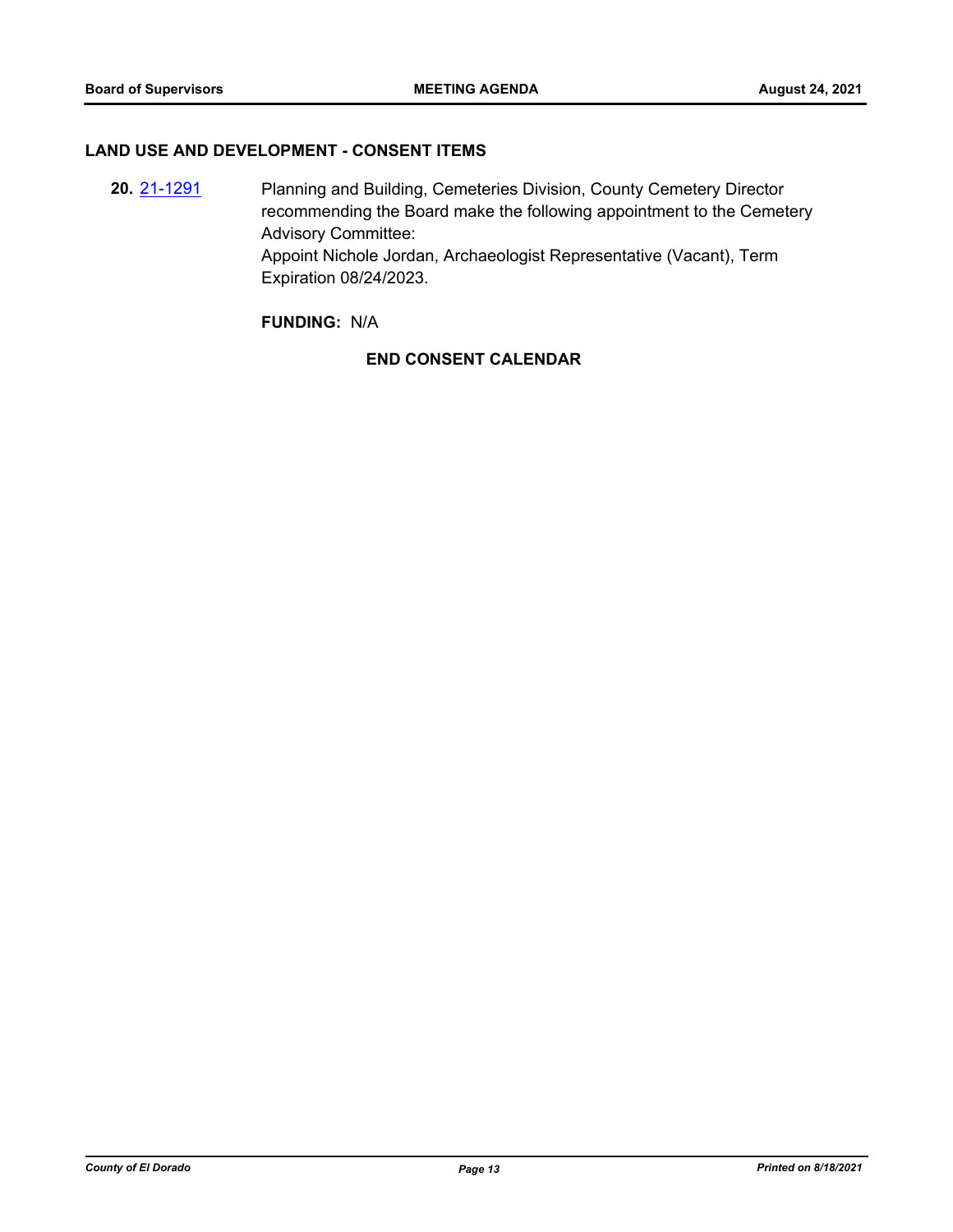## LAND USE AND DEVELOPMENT - CONSENT ITEMS

**20.** 21-1291 Planning and Building, Cemeteries Division, County Cemetery Director recommending the Board make the following appointment to the Cemetery Advisory Committee:
Appoint Nichole Jordan, Archaeologist Representative (Vacant), Term Expiration 08/24/2023.

**FUNDING:** N/A

**END CONSENT CALENDAR**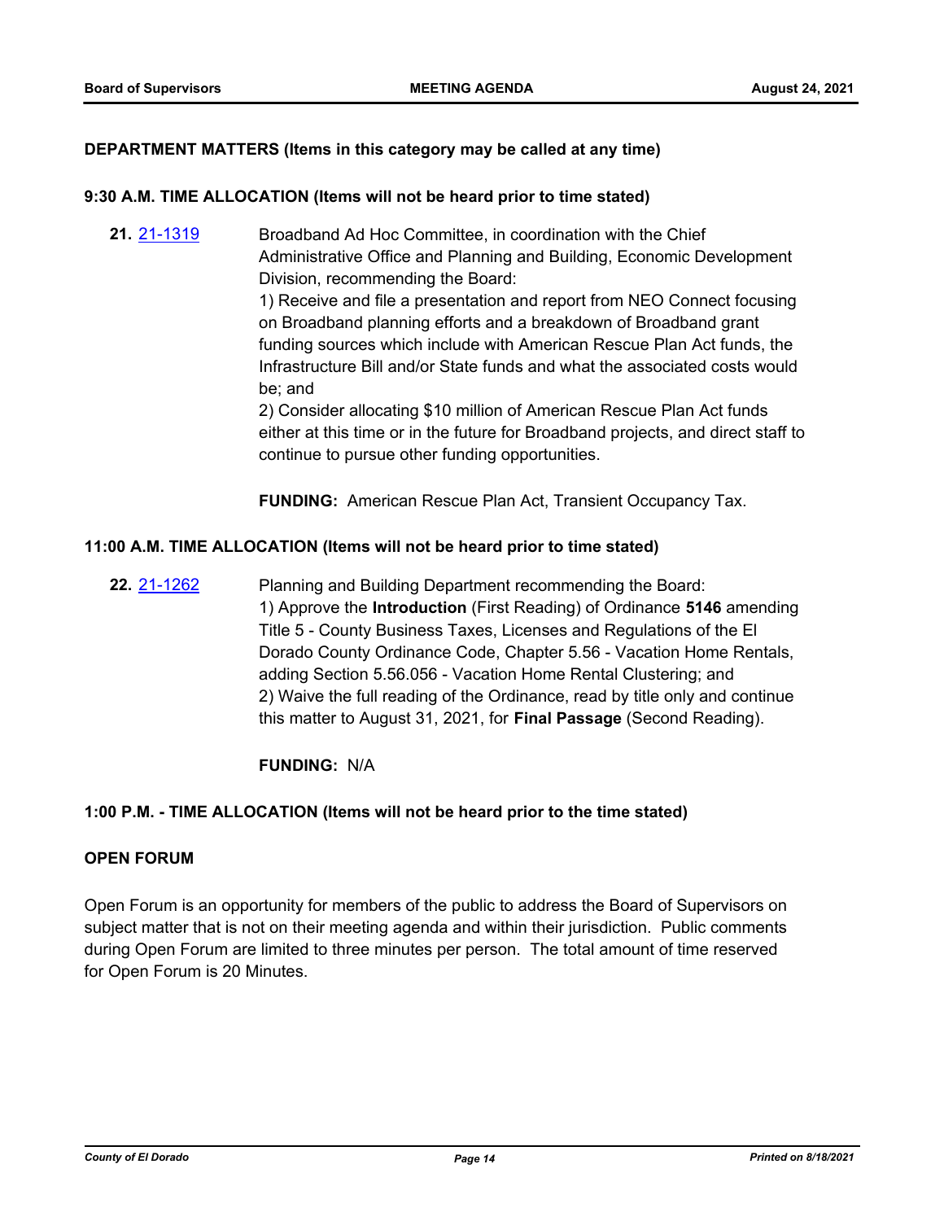**DEPARTMENT MATTERS (Items in this category may be called at any time)**

**9:30 A.M. TIME ALLOCATION (Items will not be heard prior to time stated)**

**21.** [21-1319](21-1319)

Broadband Ad Hoc Committee, in coordination with the Chief Administrative Office and Planning and Building, Economic Development Division, recommending the Board:

1) Receive and file a presentation and report from NEO Connect focusing on Broadband planning efforts and a breakdown of Broadband grant funding sources which include with American Rescue Plan Act funds, the Infrastructure Bill and/or State funds and what the associated costs would be; and

2) Consider allocating $10 million of American Rescue Plan Act funds either at this time or in the future for Broadband projects, and direct staff to continue to pursue other funding opportunities.

**FUNDING:** American Rescue Plan Act, Transient Occupancy Tax.

**11:00 A.M. TIME ALLOCATION (Items will not be heard prior to time stated)**

**22.** [21-1262](21-1262)

Planning and Building Department recommending the Board:

1) Approve the **Introduction** (First Reading) of Ordinance **5146** amending Title 5 - County Business Taxes, Licenses and Regulations of the El Dorado County Ordinance Code, Chapter 5.56 - Vacation Home Rentals, adding Section 5.56.056 - Vacation Home Rental Clustering; and

2) Waive the full reading of the Ordinance, read by title only and continue this matter to August 31, 2021, for **Final Passage** (Second Reading).

**FUNDING:** N/A

**1:00 P.M. - TIME ALLOCATION (Items will not be heard prior to the time stated)**

**OPEN FORUM**

Open Forum is an opportunity for members of the public to address the Board of Supervisors on subject matter that is not on their meeting agenda and within their jurisdiction. Public comments during Open Forum are limited to three minutes per person. The total amount of time reserved for Open Forum is 20 Minutes.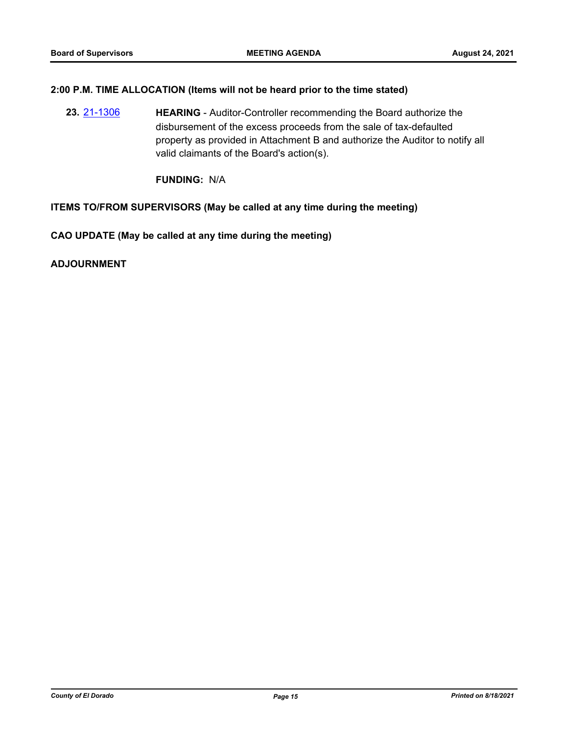**2:00 P.M. TIME ALLOCATION (Items will not be heard prior to the time stated)**

**23.** 21-1306 **HEARING** - Auditor-Controller recommending the Board authorize the disbursement of the excess proceeds from the sale of tax-defaulted property as provided in Attachment B and authorize the Auditor to notify all valid claimants of the Board's action(s).

**FUNDING:** N/A

**ITEMS TO/FROM SUPERVISORS (May be called at any time during the meeting)**

**CAO UPDATE (May be called at any time during the meeting)**

**ADJOURNMENT**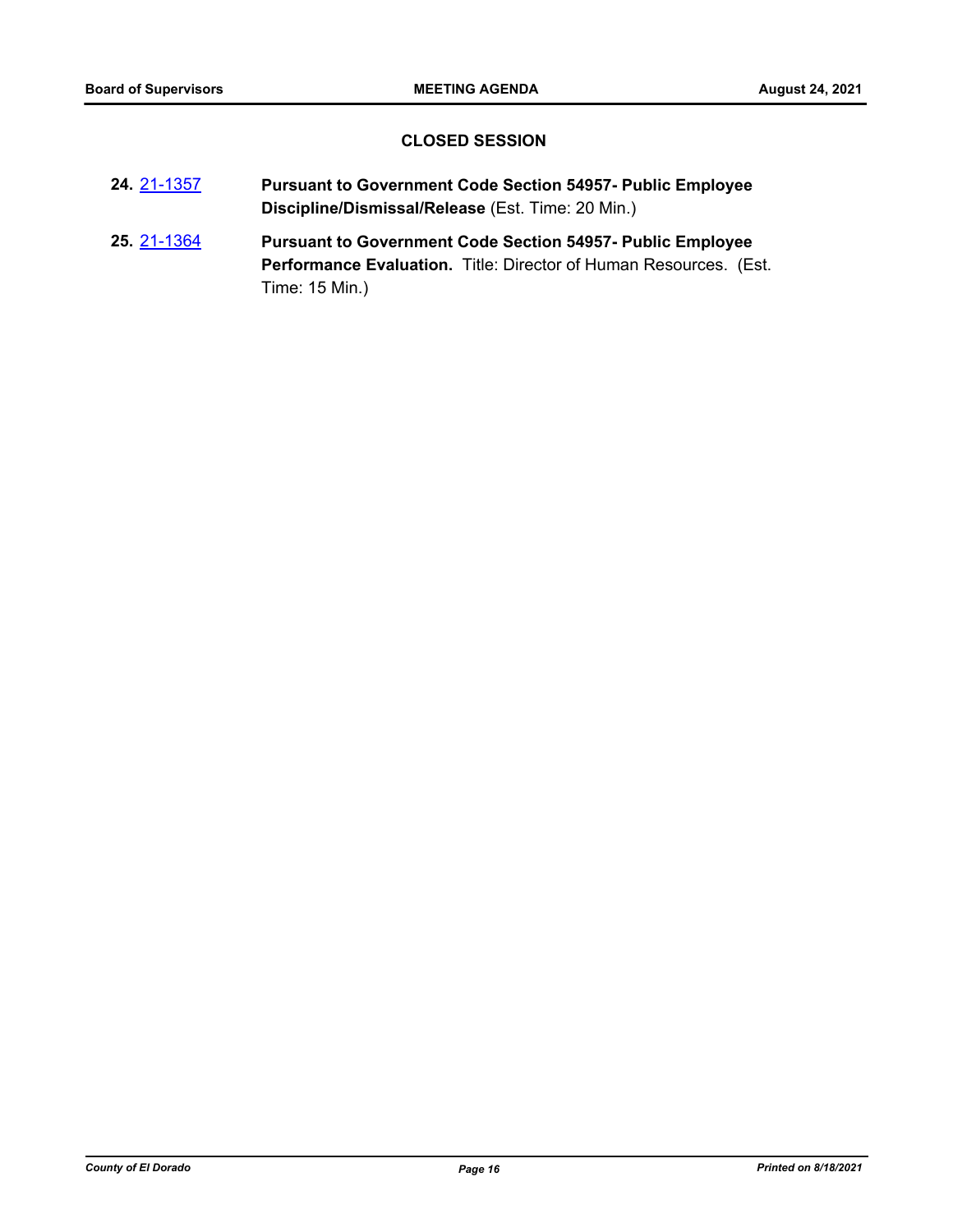## CLOSED SESSION

**24.** 21-1357 **Pursuant to Government Code Section 54957- Public Employee Discipline/Dismissal/Release** (Est. Time: 20 Min.)

**25.** 21-1364 **Pursuant to Government Code Section 54957- Public Employee Performance Evaluation.** Title: Director of Human Resources. (Est. Time: 15 Min.)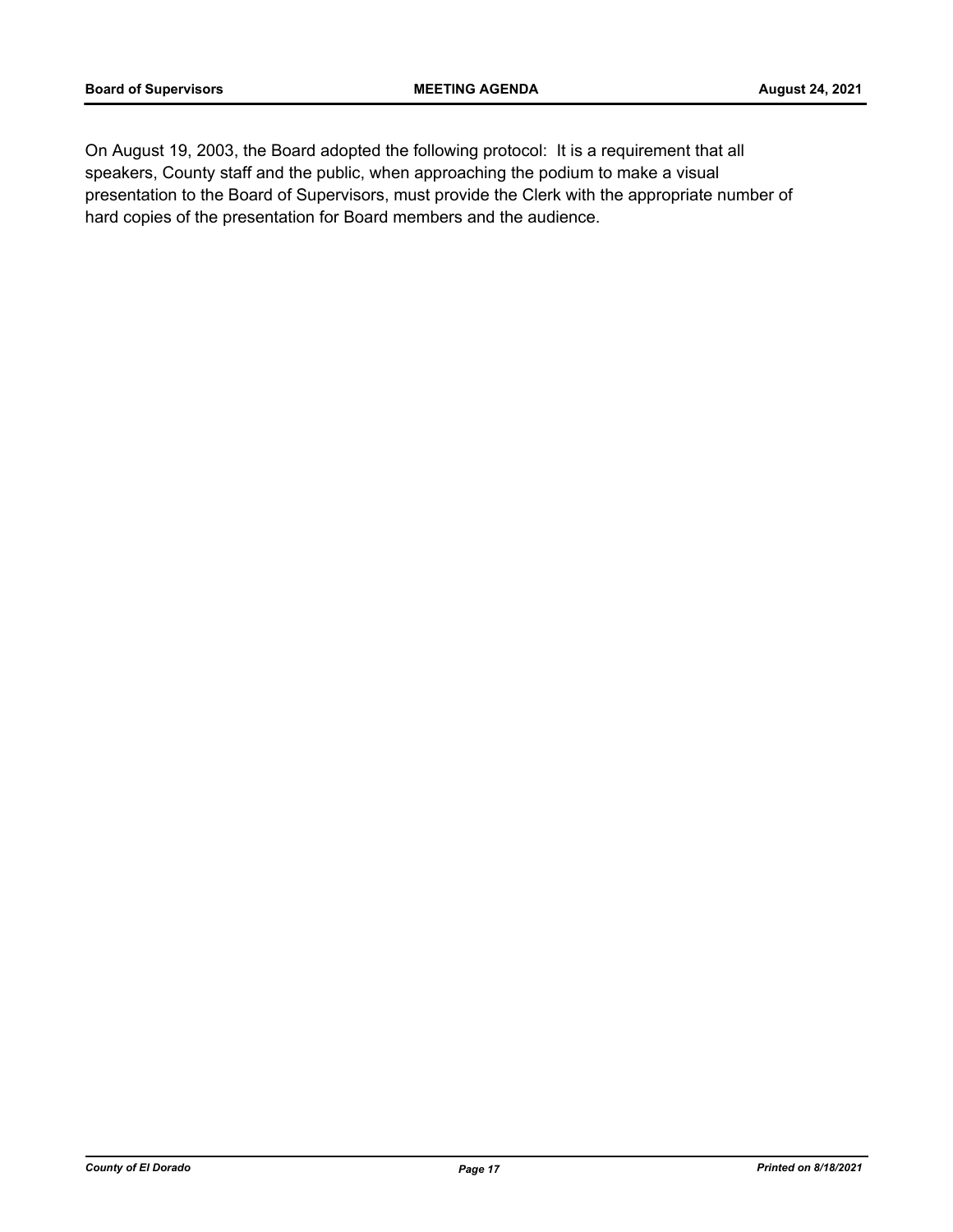On August 19, 2003, the Board adopted the following protocol: It is a requirement that all speakers, County staff and the public, when approaching the podium to make a visual presentation to the Board of Supervisors, must provide the Clerk with the appropriate number of hard copies of the presentation for Board members and the audience.